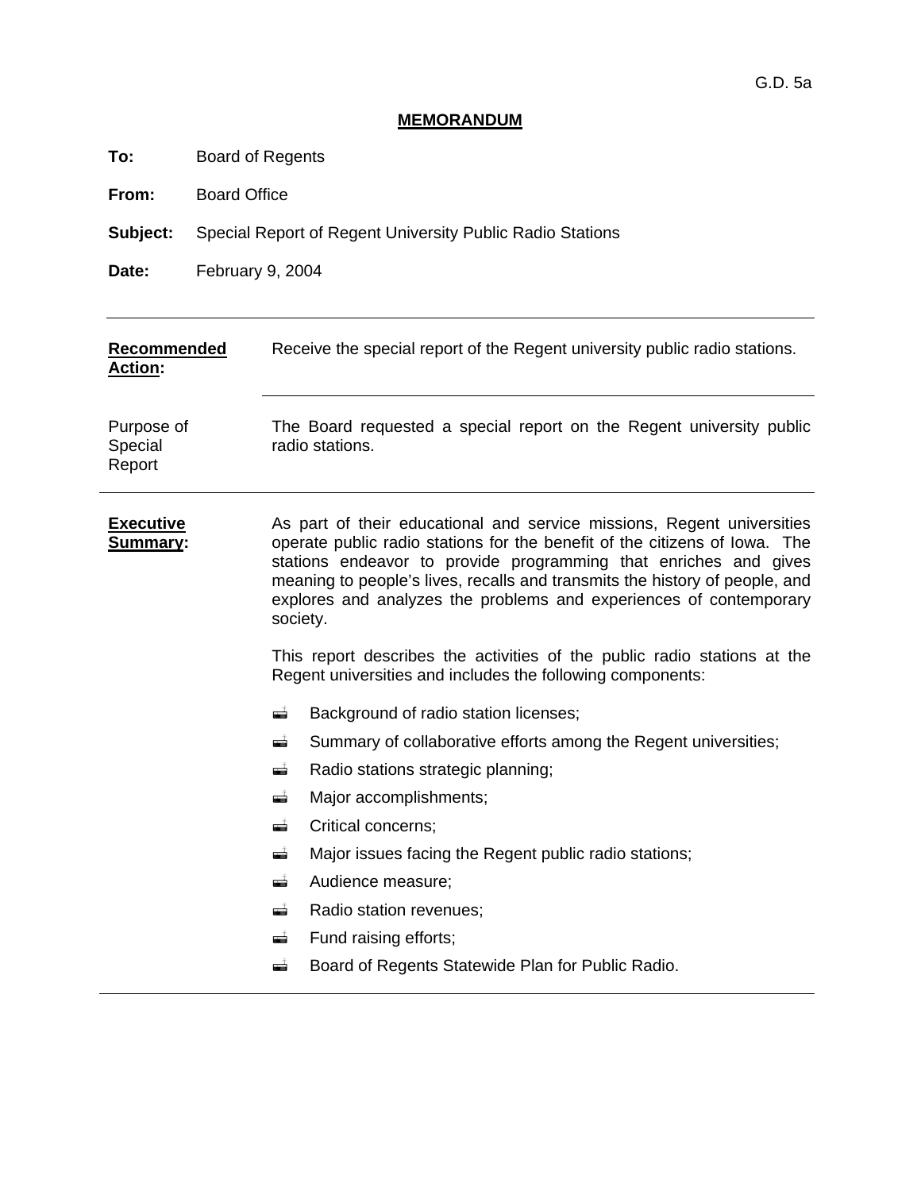G.D. 5a

**MEMORANDUM**

**To:** Board of Regents

**From:** Board Office

**Subject:** Special Report of Regent University Public Radio Stations

**Date:** February 9, 2004

---

**Recommended Action:** Receive the special report of the Regent university public radio stations.

Purpose of Special Report: The Board requested a special report on the Regent university public radio stations.

---

**Executive Summary:**

As part of their educational and service missions, Regent universities operate public radio stations for the benefit of the citizens of Iowa. The stations endeavor to provide programming that enriches and gives meaning to people's lives, recalls and transmits the history of people, and explores and analyzes the problems and experiences of contemporary society.

This report describes the activities of the public radio stations at the Regent universities and includes the following components:

- Background of radio station licenses;
- Summary of collaborative efforts among the Regent universities;
- Radio stations strategic planning;
- Major accomplishments;
- Critical concerns;
- Major issues facing the Regent public radio stations;
- Audience measure;
- Radio station revenues;
- Fund raising efforts;
- Board of Regents Statewide Plan for Public Radio.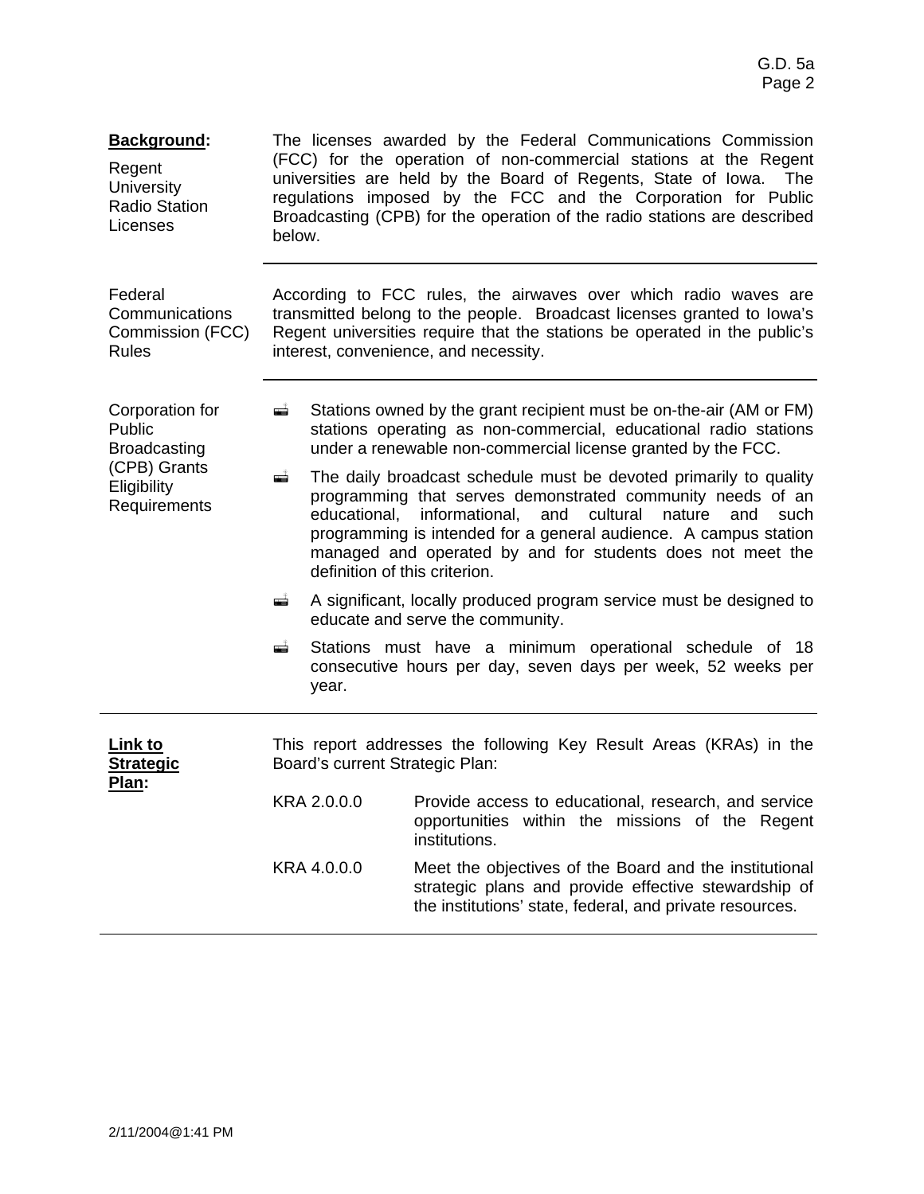**Background:**

**Regent University Radio Station Licenses**

The licenses awarded by the Federal Communications Commission (FCC) for the operation of non-commercial stations at the Regent universities are held by the Board of Regents, State of Iowa. The regulations imposed by the FCC and the Corporation for Public Broadcasting (CPB) for the operation of the radio stations are described below.

**Federal Communications Commission (FCC) Rules**

According to FCC rules, the airwaves over which radio waves are transmitted belong to the people. Broadcast licenses granted to Iowa's Regent universities require that the stations be operated in the public's interest, convenience, and necessity.

**Corporation for Public Broadcasting (CPB) Grants Eligibility Requirements**

- Stations owned by the grant recipient must be on-the-air (AM or FM) stations operating as non-commercial, educational radio stations under a renewable non-commercial license granted by the FCC.
- The daily broadcast schedule must be devoted primarily to quality programming that serves demonstrated community needs of an educational, informational, and cultural nature and such programming is intended for a general audience. A campus station managed and operated by and for students does not meet the definition of this criterion.
- A significant, locally produced program service must be designed to educate and serve the community.
- Stations must have a minimum operational schedule of 18 consecutive hours per day, seven days per week, 52 weeks per year.

**Link to Strategic Plan:**

This report addresses the following Key Result Areas (KRAs) in the Board's current Strategic Plan:

| | |
|---|---|
| KRA 2.0.0.0 | Provide access to educational, research, and service opportunities within the missions of the Regent institutions. |
| KRA 4.0.0.0 | Meet the objectives of the Board and the institutional strategic plans and provide effective stewardship of the institutions' state, federal, and private resources. |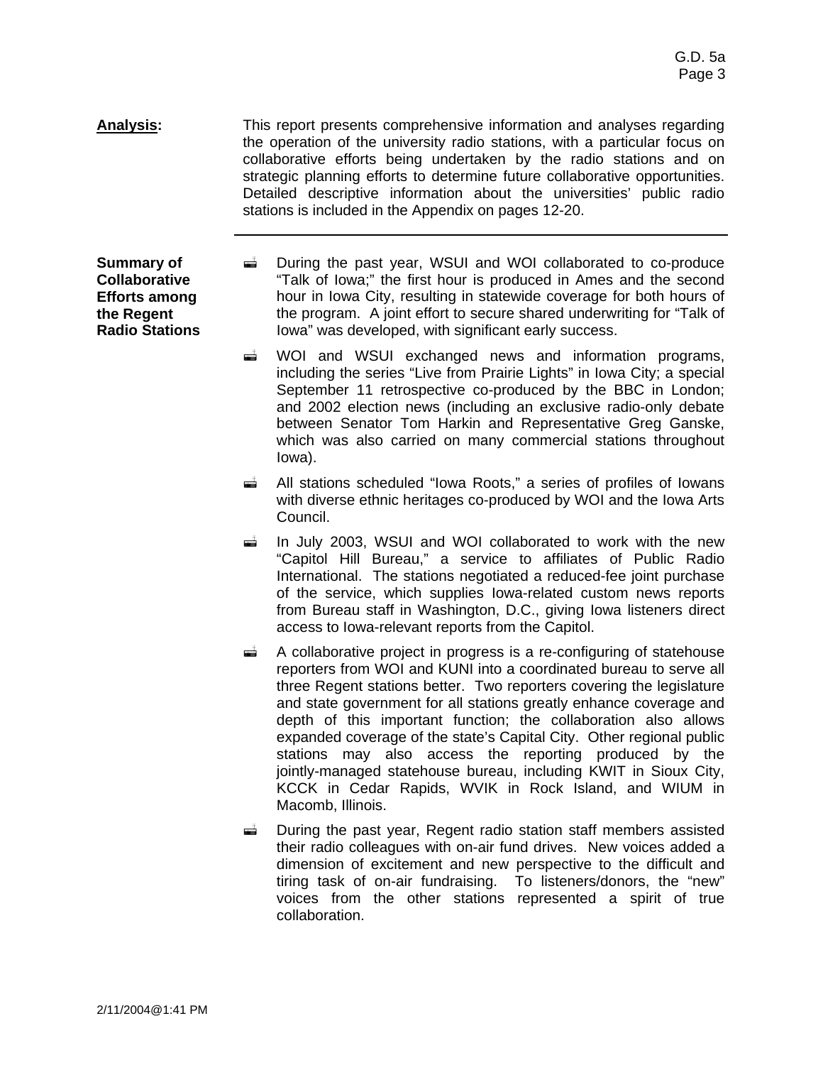**Analysis:** This report presents comprehensive information and analyses regarding the operation of the university radio stations, with a particular focus on collaborative efforts being undertaken by the radio stations and on strategic planning efforts to determine future collaborative opportunities. Detailed descriptive information about the universities' public radio stations is included in the Appendix on pages 12-20.

---

**Summary of Collaborative Efforts among the Regent Radio Stations**

- During the past year, WSUI and WOI collaborated to co-produce "Talk of Iowa;" the first hour is produced in Ames and the second hour in Iowa City, resulting in statewide coverage for both hours of the program. A joint effort to secure shared underwriting for "Talk of Iowa" was developed, with significant early success.
- WOI and WSUI exchanged news and information programs, including the series "Live from Prairie Lights" in Iowa City; a special September 11 retrospective co-produced by the BBC in London; and 2002 election news (including an exclusive radio-only debate between Senator Tom Harkin and Representative Greg Ganske, which was also carried on many commercial stations throughout Iowa).
- All stations scheduled "Iowa Roots," a series of profiles of Iowans with diverse ethnic heritages co-produced by WOI and the Iowa Arts Council.
- In July 2003, WSUI and WOI collaborated to work with the new "Capitol Hill Bureau," a service to affiliates of Public Radio International. The stations negotiated a reduced-fee joint purchase of the service, which supplies Iowa-related custom news reports from Bureau staff in Washington, D.C., giving Iowa listeners direct access to Iowa-relevant reports from the Capitol.
- A collaborative project in progress is a re-configuring of statehouse reporters from WOI and KUNI into a coordinated bureau to serve all three Regent stations better. Two reporters covering the legislature and state government for all stations greatly enhance coverage and depth of this important function; the collaboration also allows expanded coverage of the state's Capital City. Other regional public stations may also access the reporting produced by the jointly-managed statehouse bureau, including KWIT in Sioux City, KCCK in Cedar Rapids, WVIK in Rock Island, and WIUM in Macomb, Illinois.
- During the past year, Regent radio station staff members assisted their radio colleagues with on-air fund drives. New voices added a dimension of excitement and new perspective to the difficult and tiring task of on-air fundraising. To listeners/donors, the "new" voices from the other stations represented a spirit of true collaboration.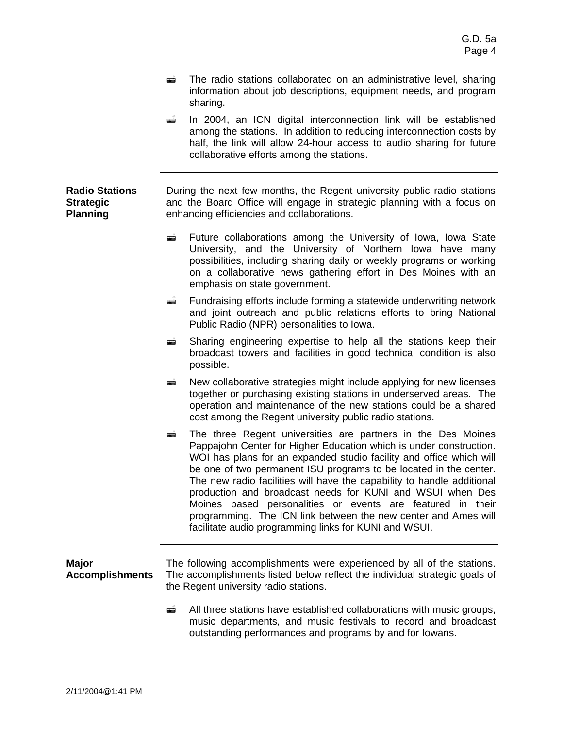- The radio stations collaborated on an administrative level, sharing information about job descriptions, equipment needs, and program sharing.
- In 2004, an ICN digital interconnection link will be established among the stations. In addition to reducing interconnection costs by half, the link will allow 24-hour access to audio sharing for future collaborative efforts among the stations.

---

**Radio Stations Strategic Planning**

During the next few months, the Regent university public radio stations and the Board Office will engage in strategic planning with a focus on enhancing efficiencies and collaborations.

- Future collaborations among the University of Iowa, Iowa State University, and the University of Northern Iowa have many possibilities, including sharing daily or weekly programs or working on a collaborative news gathering effort in Des Moines with an emphasis on state government.
- Fundraising efforts include forming a statewide underwriting network and joint outreach and public relations efforts to bring National Public Radio (NPR) personalities to Iowa.
- Sharing engineering expertise to help all the stations keep their broadcast towers and facilities in good technical condition is also possible.
- New collaborative strategies might include applying for new licenses together or purchasing existing stations in underserved areas. The operation and maintenance of the new stations could be a shared cost among the Regent university public radio stations.
- The three Regent universities are partners in the Des Moines Pappajohn Center for Higher Education which is under construction. WOI has plans for an expanded studio facility and office which will be one of two permanent ISU programs to be located in the center. The new radio facilities will have the capability to handle additional production and broadcast needs for KUNI and WSUI when Des Moines based personalities or events are featured in their programming. The ICN link between the new center and Ames will facilitate audio programming links for KUNI and WSUI.

---

**Major Accomplishments**

The following accomplishments were experienced by all of the stations. The accomplishments listed below reflect the individual strategic goals of the Regent university radio stations.

- All three stations have established collaborations with music groups, music departments, and music festivals to record and broadcast outstanding performances and programs by and for Iowans.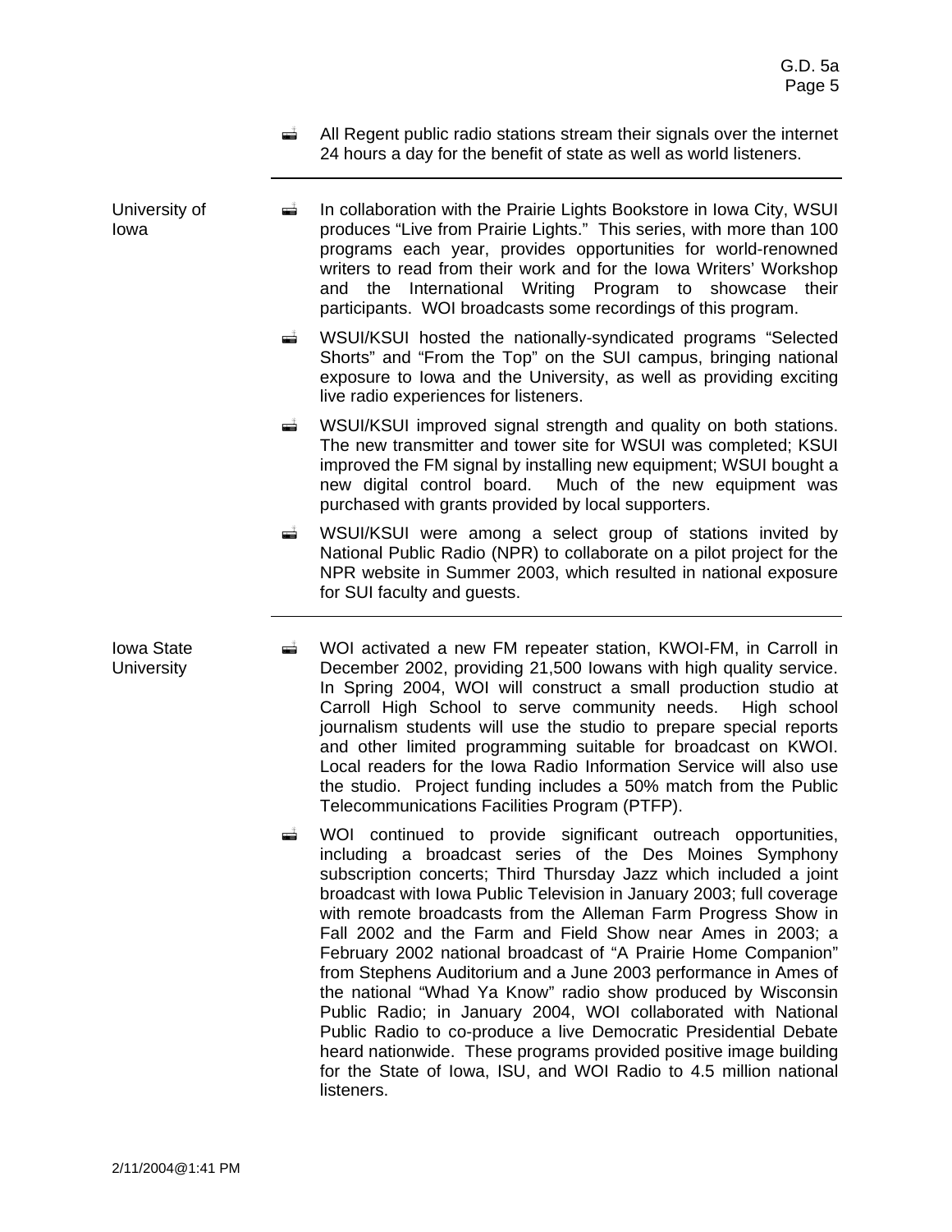- All Regent public radio stations stream their signals over the internet 24 hours a day for the benefit of state as well as world listeners.

---

**University of Iowa**

- In collaboration with the Prairie Lights Bookstore in Iowa City, WSUI produces "Live from Prairie Lights." This series, with more than 100 programs each year, provides opportunities for world-renowned writers to read from their work and for the Iowa Writers' Workshop and the International Writing Program to showcase their participants. WOI broadcasts some recordings of this program.
- WSUI/KSUI hosted the nationally-syndicated programs "Selected Shorts" and "From the Top" on the SUI campus, bringing national exposure to Iowa and the University, as well as providing exciting live radio experiences for listeners.
- WSUI/KSUI improved signal strength and quality on both stations. The new transmitter and tower site for WSUI was completed; KSUI improved the FM signal by installing new equipment; WSUI bought a new digital control board. Much of the new equipment was purchased with grants provided by local supporters.
- WSUI/KSUI were among a select group of stations invited by National Public Radio (NPR) to collaborate on a pilot project for the NPR website in Summer 2003, which resulted in national exposure for SUI faculty and guests.

---

**Iowa State University**

- WOI activated a new FM repeater station, KWOI-FM, in Carroll in December 2002, providing 21,500 Iowans with high quality service. In Spring 2004, WOI will construct a small production studio at Carroll High School to serve community needs. High school journalism students will use the studio to prepare special reports and other limited programming suitable for broadcast on KWOI. Local readers for the Iowa Radio Information Service will also use the studio. Project funding includes a 50% match from the Public Telecommunications Facilities Program (PTFP).
- WOI continued to provide significant outreach opportunities, including a broadcast series of the Des Moines Symphony subscription concerts; Third Thursday Jazz which included a joint broadcast with Iowa Public Television in January 2003; full coverage with remote broadcasts from the Alleman Farm Progress Show in Fall 2002 and the Farm and Field Show near Ames in 2003; a February 2002 national broadcast of "A Prairie Home Companion" from Stephens Auditorium and a June 2003 performance in Ames of the national "Whad Ya Know" radio show produced by Wisconsin Public Radio; in January 2004, WOI collaborated with National Public Radio to co-produce a live Democratic Presidential Debate heard nationwide. These programs provided positive image building for the State of Iowa, ISU, and WOI Radio to 4.5 million national listeners.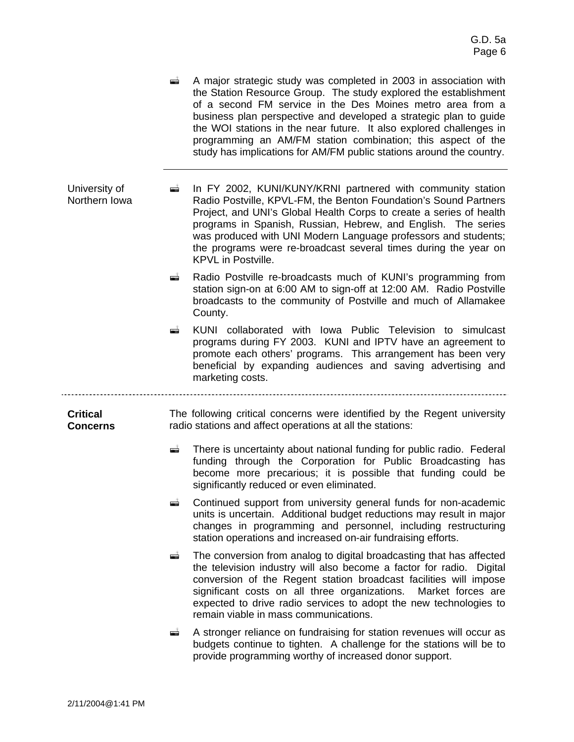- A major strategic study was completed in 2003 in association with the Station Resource Group. The study explored the establishment of a second FM service in the Des Moines metro area from a business plan perspective and developed a strategic plan to guide the WOI stations in the near future. It also explored challenges in programming an AM/FM station combination; this aspect of the study has implications for AM/FM public stations around the country.

---

**University of Northern Iowa**

- In FY 2002, KUNI/KUNY/KRNI partnered with community station Radio Postville, KPVL-FM, the Benton Foundation's Sound Partners Project, and UNI's Global Health Corps to create a series of health programs in Spanish, Russian, Hebrew, and English. The series was produced with UNI Modern Language professors and students; the programs were re-broadcast several times during the year on KPVL in Postville.
- Radio Postville re-broadcasts much of KUNI's programming from station sign-on at 6:00 AM to sign-off at 12:00 AM. Radio Postville broadcasts to the community of Postville and much of Allamakee County.
- KUNI collaborated with Iowa Public Television to simulcast programs during FY 2003. KUNI and IPTV have an agreement to promote each others' programs. This arrangement has been very beneficial by expanding audiences and saving advertising and marketing costs.

---

## Critical Concerns

The following critical concerns were identified by the Regent university radio stations and affect operations at all the stations:

- There is uncertainty about national funding for public radio. Federal funding through the Corporation for Public Broadcasting has become more precarious; it is possible that funding could be significantly reduced or even eliminated.
- Continued support from university general funds for non-academic units is uncertain. Additional budget reductions may result in major changes in programming and personnel, including restructuring station operations and increased on-air fundraising efforts.
- The conversion from analog to digital broadcasting that has affected the television industry will also become a factor for radio. Digital conversion of the Regent station broadcast facilities will impose significant costs on all three organizations. Market forces are expected to drive radio services to adopt the new technologies to remain viable in mass communications.
- A stronger reliance on fundraising for station revenues will occur as budgets continue to tighten. A challenge for the stations will be to provide programming worthy of increased donor support.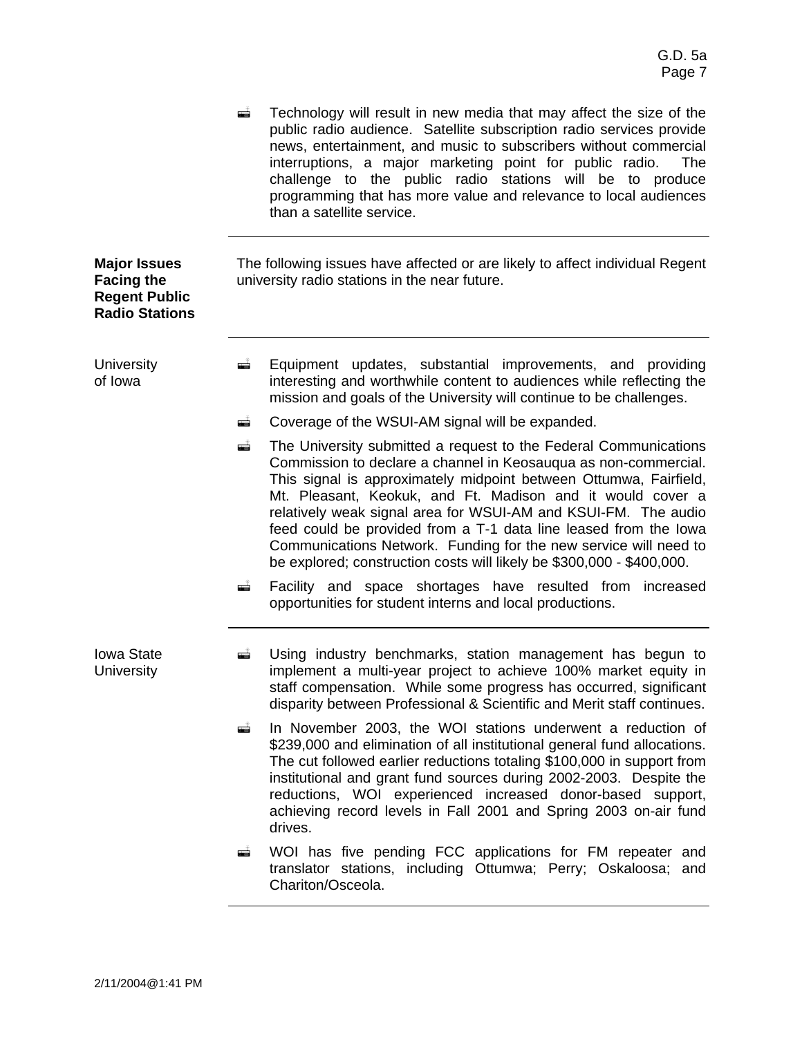- Technology will result in new media that may affect the size of the public radio audience. Satellite subscription radio services provide news, entertainment, and music to subscribers without commercial interruptions, a major marketing point for public radio. The challenge to the public radio stations will be to produce programming that has more value and relevance to local audiences than a satellite service.

## Major Issues Facing the Regent Public Radio Stations

The following issues have affected or are likely to affect individual Regent university radio stations in the near future.

### University of Iowa

- Equipment updates, substantial improvements, and providing interesting and worthwhile content to audiences while reflecting the mission and goals of the University will continue to be challenges.
- Coverage of the WSUI-AM signal will be expanded.
- The University submitted a request to the Federal Communications Commission to declare a channel in Keosauqua as non-commercial. This signal is approximately midpoint between Ottumwa, Fairfield, Mt. Pleasant, Keokuk, and Ft. Madison and it would cover a relatively weak signal area for WSUI-AM and KSUI-FM. The audio feed could be provided from a T-1 data line leased from the Iowa Communications Network. Funding for the new service will need to be explored; construction costs will likely be $300,000 - $400,000.
- Facility and space shortages have resulted from increased opportunities for student interns and local productions.

### Iowa State University

- Using industry benchmarks, station management has begun to implement a multi-year project to achieve 100% market equity in staff compensation. While some progress has occurred, significant disparity between Professional & Scientific and Merit staff continues.
- In November 2003, the WOI stations underwent a reduction of $239,000 and elimination of all institutional general fund allocations. The cut followed earlier reductions totaling $100,000 in support from institutional and grant fund sources during 2002-2003. Despite the reductions, WOI experienced increased donor-based support, achieving record levels in Fall 2001 and Spring 2003 on-air fund drives.
- WOI has five pending FCC applications for FM repeater and translator stations, including Ottumwa; Perry; Oskaloosa; and Chariton/Osceola.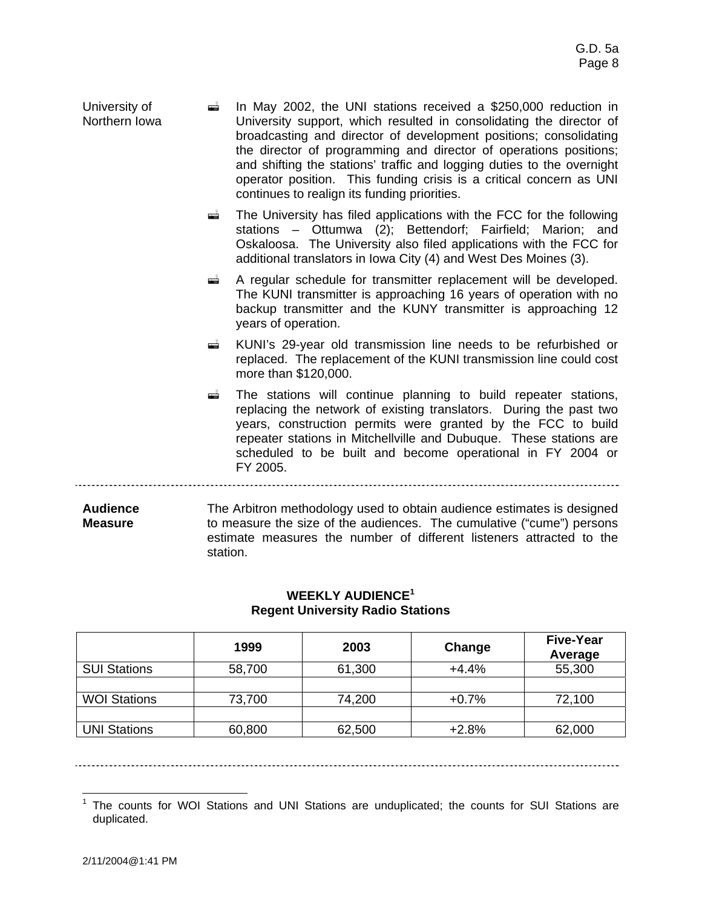**University of Northern Iowa**

- In May 2002, the UNI stations received a $250,000 reduction in University support, which resulted in consolidating the director of broadcasting and director of development positions; consolidating the director of programming and director of operations positions; and shifting the stations' traffic and logging duties to the overnight operator position. This funding crisis is a critical concern as UNI continues to realign its funding priorities.
- The University has filed applications with the FCC for the following stations – Ottumwa (2); Bettendorf; Fairfield; Marion; and Oskaloosa. The University also filed applications with the FCC for additional translators in Iowa City (4) and West Des Moines (3).
- A regular schedule for transmitter replacement will be developed. The KUNI transmitter is approaching 16 years of operation with no backup transmitter and the KUNY transmitter is approaching 12 years of operation.
- KUNI's 29-year old transmission line needs to be refurbished or replaced. The replacement of the KUNI transmission line could cost more than $120,000.
- The stations will continue planning to build repeater stations, replacing the network of existing translators. During the past two years, construction permits were granted by the FCC to build repeater stations in Mitchellville and Dubuque. These stations are scheduled to be built and become operational in FY 2004 or FY 2005.

---

**Audience Measure**

The Arbitron methodology used to obtain audience estimates is designed to measure the size of the audiences. The cumulative ("cume") persons estimate measures the number of different listeners attracted to the station.

**WEEKLY AUDIENCE[1]**
**Regent University Radio Stations**

| | 1999 | 2003 | Change | Five-Year Average |
|---|---|---|---|---|
| SUI Stations | 58,700 | 61,300 | +4.4% | 55,300 |
| | | | | |
| WOI Stations | 73,700 | 74,200 | +0.7% | 72,100 |
| | | | | |
| UNI Stations | 60,800 | 62,500 | +2.8% | 62,000 |

---

[1] The counts for WOI Stations and UNI Stations are unduplicated; the counts for SUI Stations are duplicated.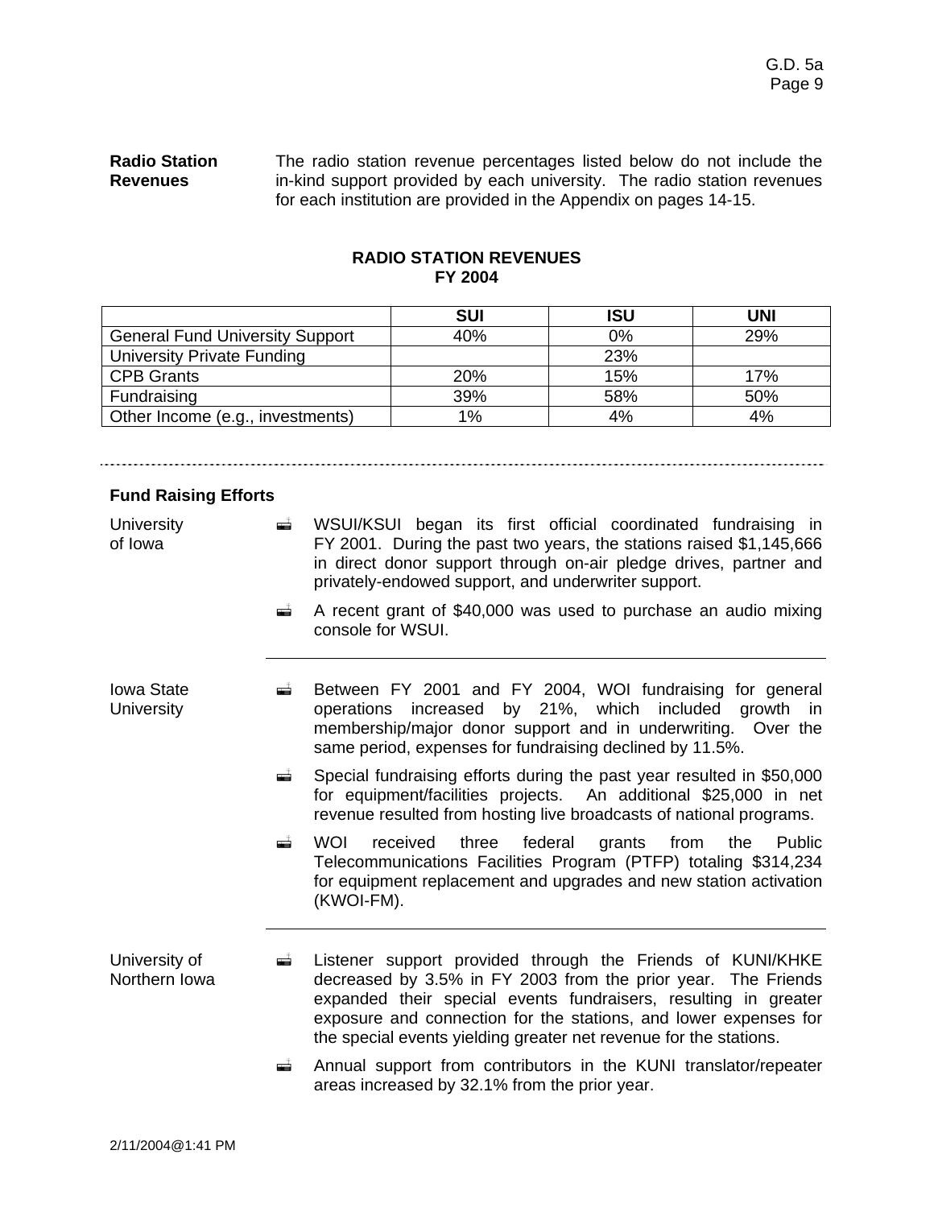**Radio Station Revenues**

The radio station revenue percentages listed below do not include the in-kind support provided by each university. The radio station revenues for each institution are provided in the Appendix on pages 14-15.

**RADIO STATION REVENUES**
**FY 2004**

| | SUI | ISU | UNI |
|---|---|---|---|
| General Fund University Support | 40% | 0% | 29% |
| University Private Funding | | 23% | |
| CPB Grants | 20% | 15% | 17% |
| Fundraising | 39% | 58% | 50% |
| Other Income (e.g., investments) | 1% | 4% | 4% |

---

**Fund Raising Efforts**

University of Iowa

- WSUI/KSUI began its first official coordinated fundraising in FY 2001. During the past two years, the stations raised $1,145,666 in direct donor support through on-air pledge drives, partner and privately-endowed support, and underwriter support.
- A recent grant of $40,000 was used to purchase an audio mixing console for WSUI.

Iowa State University

- Between FY 2001 and FY 2004, WOI fundraising for general operations increased by 21%, which included growth in membership/major donor support and in underwriting. Over the same period, expenses for fundraising declined by 11.5%.
- Special fundraising efforts during the past year resulted in $50,000 for equipment/facilities projects. An additional $25,000 in net revenue resulted from hosting live broadcasts of national programs.
- WOI received three federal grants from the Public Telecommunications Facilities Program (PTFP) totaling $314,234 for equipment replacement and upgrades and new station activation (KWOI-FM).

University of Northern Iowa

- Listener support provided through the Friends of KUNI/KHKE decreased by 3.5% in FY 2003 from the prior year. The Friends expanded their special events fundraisers, resulting in greater exposure and connection for the stations, and lower expenses for the special events yielding greater net revenue for the stations.
- Annual support from contributors in the KUNI translator/repeater areas increased by 32.1% from the prior year.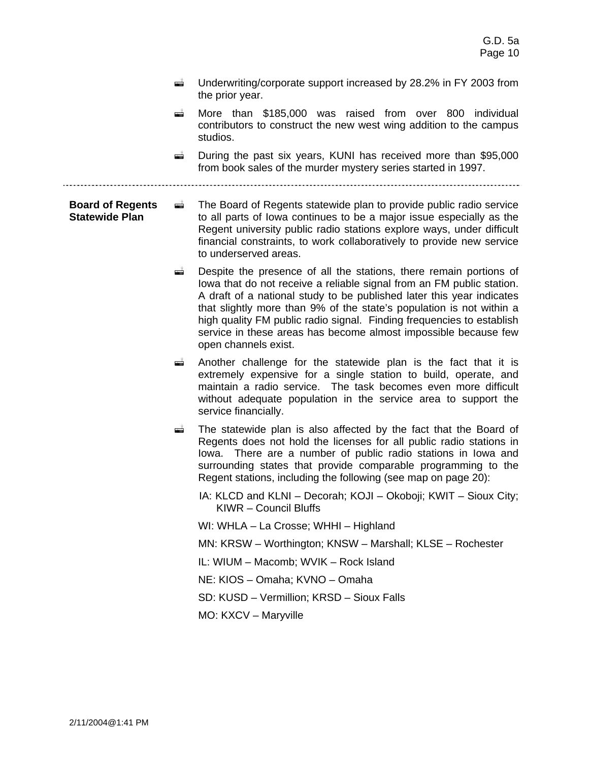- Underwriting/corporate support increased by 28.2% in FY 2003 from the prior year.
- More than $185,000 was raised from over 800 individual contributors to construct the new west wing addition to the campus studios.
- During the past six years, KUNI has received more than $95,000 from book sales of the murder mystery series started in 1997.

---

**Board of Regents Statewide Plan**

- The Board of Regents statewide plan to provide public radio service to all parts of Iowa continues to be a major issue especially as the Regent university public radio stations explore ways, under difficult financial constraints, to work collaboratively to provide new service to underserved areas.
- Despite the presence of all the stations, there remain portions of Iowa that do not receive a reliable signal from an FM public station. A draft of a national study to be published later this year indicates that slightly more than 9% of the state's population is not within a high quality FM public radio signal. Finding frequencies to establish service in these areas has become almost impossible because few open channels exist.
- Another challenge for the statewide plan is the fact that it is extremely expensive for a single station to build, operate, and maintain a radio service. The task becomes even more difficult without adequate population in the service area to support the service financially.
- The statewide plan is also affected by the fact that the Board of Regents does not hold the licenses for all public radio stations in Iowa. There are a number of public radio stations in Iowa and surrounding states that provide comparable programming to the Regent stations, including the following (see map on page 20):

  IA: KLCD and KLNI – Decorah; KOJI – Okoboji; KWIT – Sioux City; KIWR – Council Bluffs

  WI: WHLA – La Crosse; WHHI – Highland

  MN: KRSW – Worthington; KNSW – Marshall; KLSE – Rochester

  IL: WIUM – Macomb; WVIK – Rock Island

  NE: KIOS – Omaha; KVNO – Omaha

  SD: KUSD – Vermillion; KRSD – Sioux Falls

  MO: KXCV – Maryville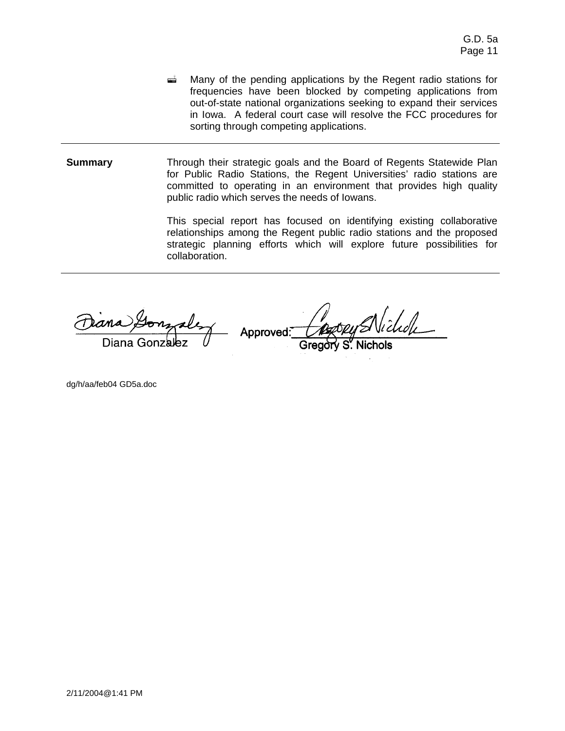- Many of the pending applications by the Regent radio stations for frequencies have been blocked by competing applications from out-of-state national organizations seeking to expand their services in Iowa. A federal court case will resolve the FCC procedures for sorting through competing applications.

---

**Summary**

Through their strategic goals and the Board of Regents Statewide Plan for Public Radio Stations, the Regent Universities' radio stations are committed to operating in an environment that provides high quality public radio which serves the needs of Iowans.

This special report has focused on identifying existing collaborative relationships among the Regent public radio stations and the proposed strategic planning efforts which will explore future possibilities for collaboration.

---

Diana Gonzalez

Approved: Gregory S. Nichols

dg/h/aa/feb04 GD5a.doc

2/11/2004@1:41 PM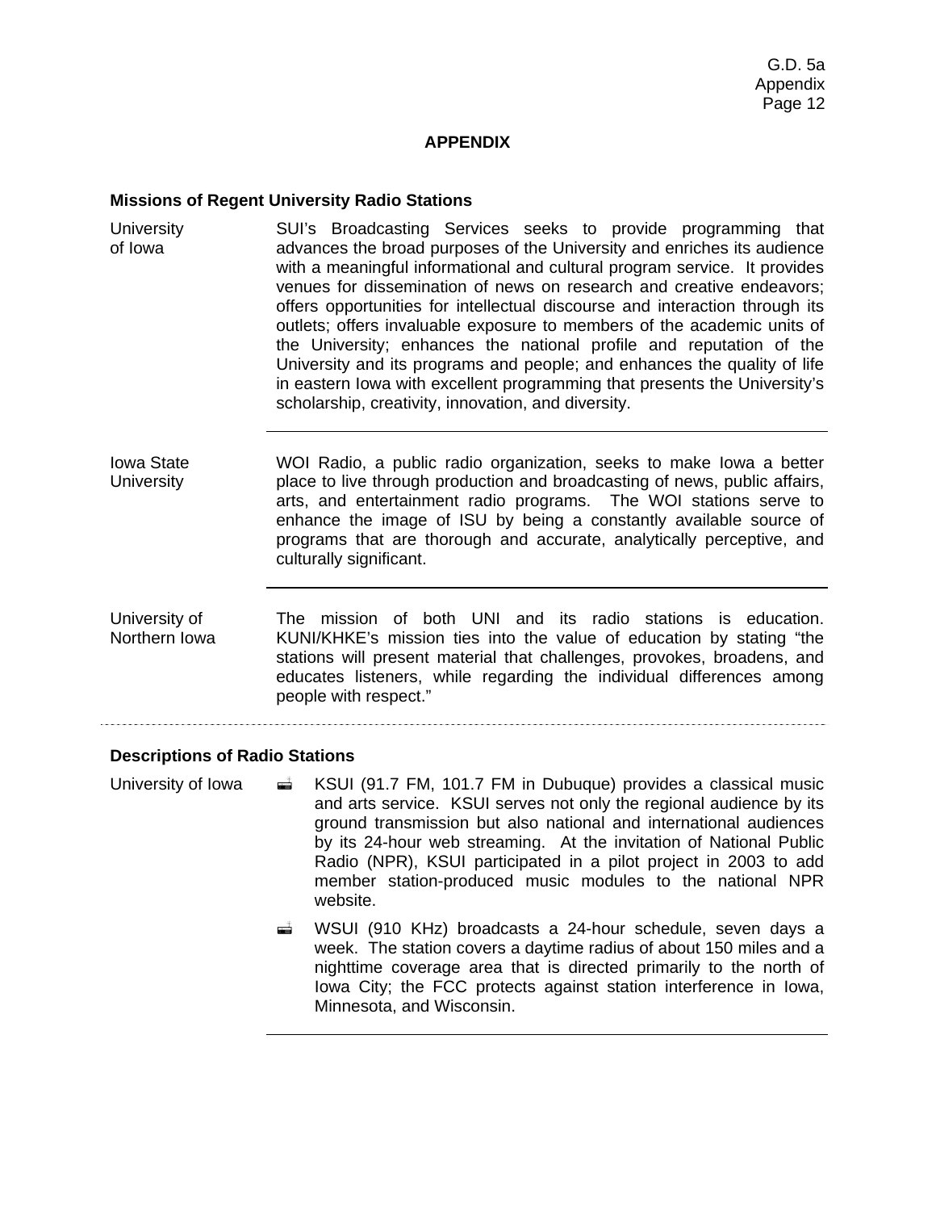## APPENDIX

### Missions of Regent University Radio Stations

**University of Iowa**

SUI's Broadcasting Services seeks to provide programming that advances the broad purposes of the University and enriches its audience with a meaningful informational and cultural program service. It provides venues for dissemination of news on research and creative endeavors; offers opportunities for intellectual discourse and interaction through its outlets; offers invaluable exposure to members of the academic units of the University; enhances the national profile and reputation of the University and its programs and people; and enhances the quality of life in eastern Iowa with excellent programming that presents the University's scholarship, creativity, innovation, and diversity.

**Iowa State University**

WOI Radio, a public radio organization, seeks to make Iowa a better place to live through production and broadcasting of news, public affairs, arts, and entertainment radio programs. The WOI stations serve to enhance the image of ISU by being a constantly available source of programs that are thorough and accurate, analytically perceptive, and culturally significant.

**University of Northern Iowa**

The mission of both UNI and its radio stations is education. KUNI/KHKE's mission ties into the value of education by stating "the stations will present material that challenges, provokes, broadens, and educates listeners, while regarding the individual differences among people with respect."

### Descriptions of Radio Stations

**University of Iowa**

- KSUI (91.7 FM, 101.7 FM in Dubuque) provides a classical music and arts service. KSUI serves not only the regional audience by its ground transmission but also national and international audiences by its 24-hour web streaming. At the invitation of National Public Radio (NPR), KSUI participated in a pilot project in 2003 to add member station-produced music modules to the national NPR website.
- WSUI (910 KHz) broadcasts a 24-hour schedule, seven days a week. The station covers a daytime radius of about 150 miles and a nighttime coverage area that is directed primarily to the north of Iowa City; the FCC protects against station interference in Iowa, Minnesota, and Wisconsin.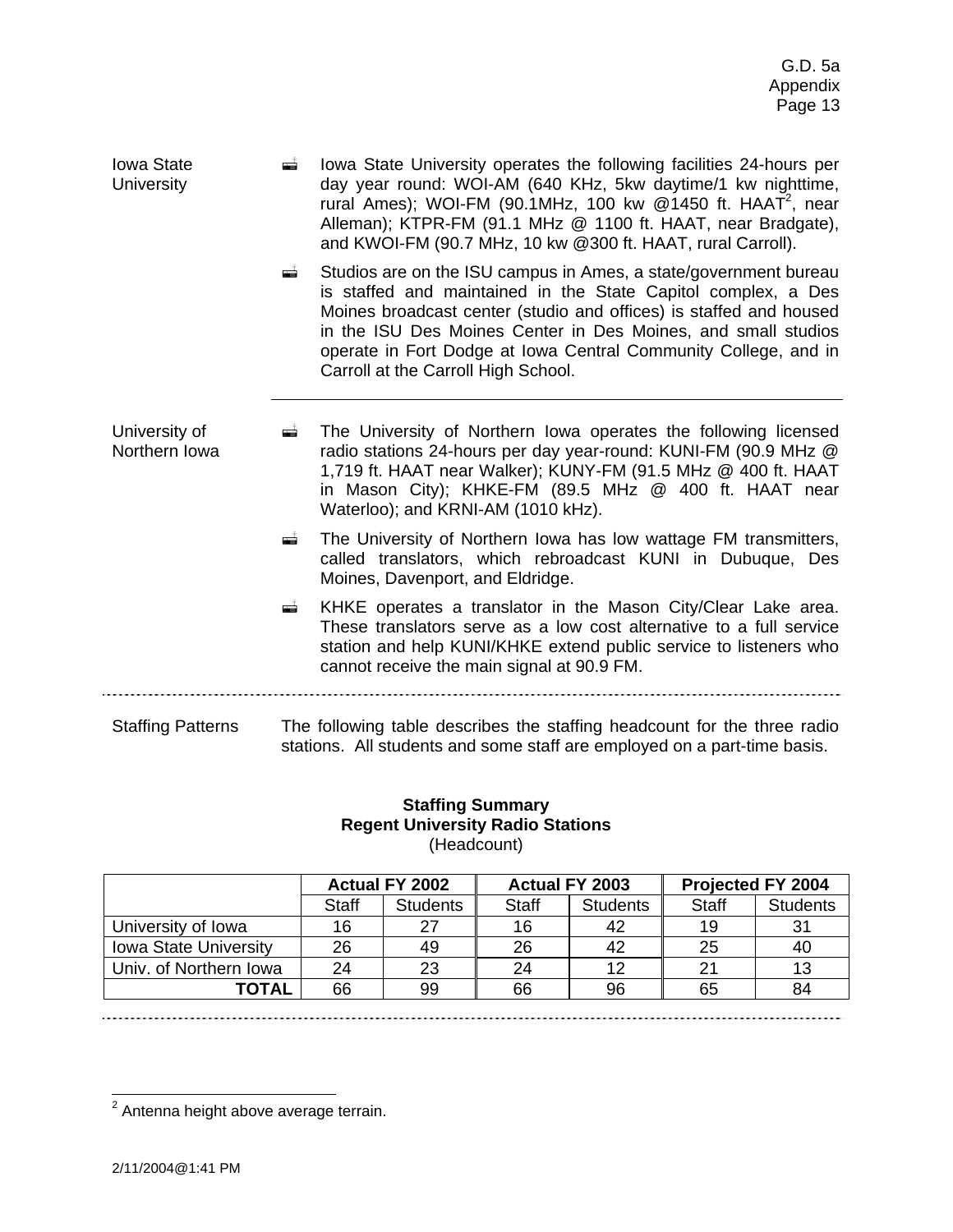Iowa State University

- Iowa State University operates the following facilities 24-hours per day year round: WOI-AM (640 KHz, 5kw daytime/1 kw nighttime, rural Ames); WOI-FM (90.1MHz, 100 kw @1450 ft. HAAT[2], near Alleman); KTPR-FM (91.1 MHz @ 1100 ft. HAAT, near Bradgate), and KWOI-FM (90.7 MHz, 10 kw @300 ft. HAAT, rural Carroll).
- Studios are on the ISU campus in Ames, a state/government bureau is staffed and maintained in the State Capitol complex, a Des Moines broadcast center (studio and offices) is staffed and housed in the ISU Des Moines Center in Des Moines, and small studios operate in Fort Dodge at Iowa Central Community College, and in Carroll at the Carroll High School.

University of Northern Iowa

- The University of Northern Iowa operates the following licensed radio stations 24-hours per day year-round: KUNI-FM (90.9 MHz @ 1,719 ft. HAAT near Walker); KUNY-FM (91.5 MHz @ 400 ft. HAAT in Mason City); KHKE-FM (89.5 MHz @ 400 ft. HAAT near Waterloo); and KRNI-AM (1010 kHz).
- The University of Northern Iowa has low wattage FM transmitters, called translators, which rebroadcast KUNI in Dubuque, Des Moines, Davenport, and Eldridge.
- KHKE operates a translator in the Mason City/Clear Lake area. These translators serve as a low cost alternative to a full service station and help KUNI/KHKE extend public service to listeners who cannot receive the main signal at 90.9 FM.

Staffing Patterns

The following table describes the staffing headcount for the three radio stations. All students and some staff are employed on a part-time basis.

**Staffing Summary**
**Regent University Radio Stations**
(Headcount)

| | Actual FY 2002 | | Actual FY 2003 | | Projected FY 2004 | |
|---|---|---|---|---|---|---|
| | Staff | Students | Staff | Students | Staff | Students |
| University of Iowa | 16 | 27 | 16 | 42 | 19 | 31 |
| Iowa State University | 26 | 49 | 26 | 42 | 25 | 40 |
| Univ. of Northern Iowa | 24 | 23 | 24 | 12 | 21 | 13 |
| **TOTAL** | 66 | 99 | 66 | 96 | 65 | 84 |

[2] Antenna height above average terrain.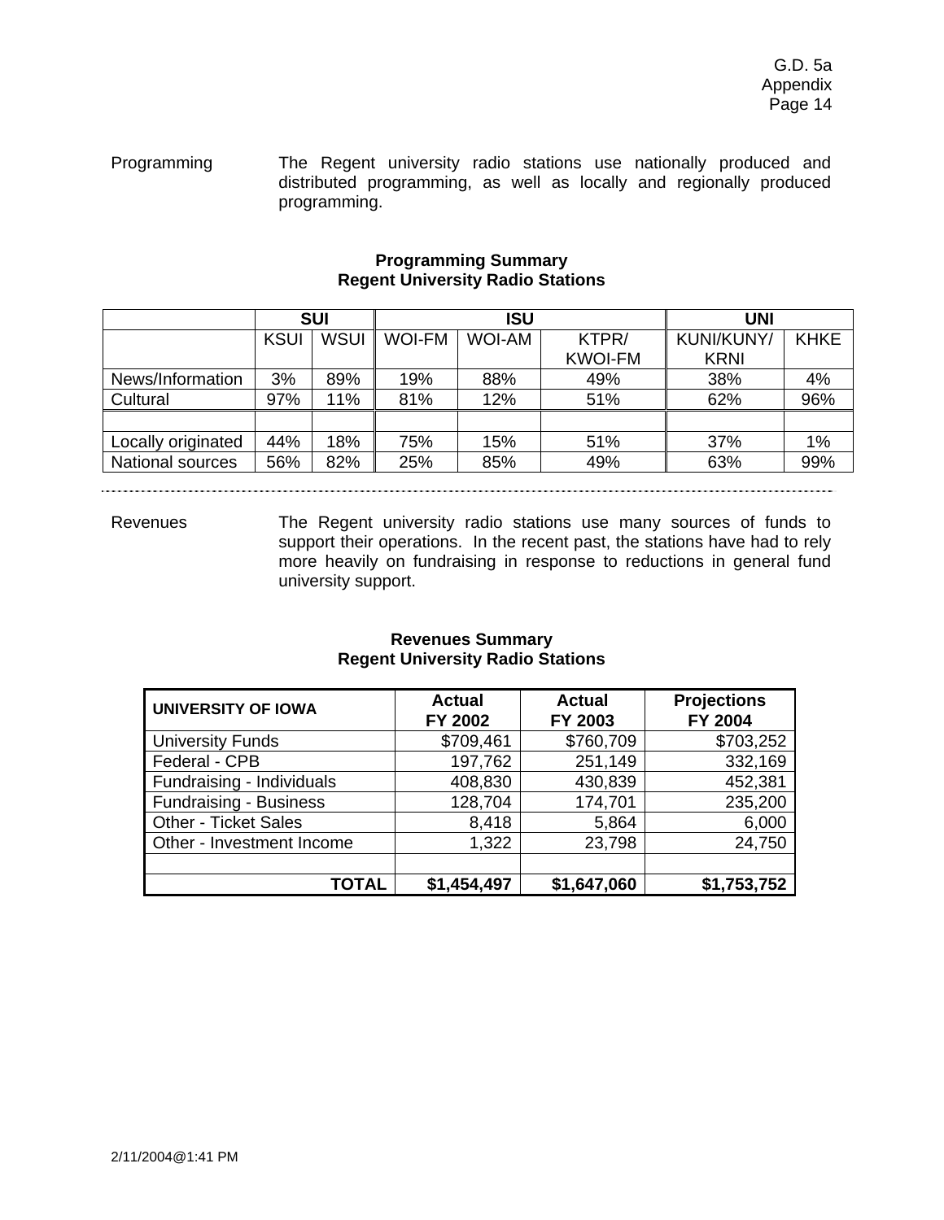Programming — The Regent university radio stations use nationally produced and distributed programming, as well as locally and regionally produced programming.

**Programming Summary**
**Regent University Radio Stations**

| | SUI | | ISU | | | UNI | |
|---|---|---|---|---|---|---|---|
| | KSUI | WSUI | WOI-FM | WOI-AM | KTPR/ KWOI-FM | KUNI/KUNY/ KRNI | KHKE |
| News/Information | 3% | 89% | 19% | 88% | 49% | 38% | 4% |
| Cultural | 97% | 11% | 81% | 12% | 51% | 62% | 96% |
| | | | | | | | |
| Locally originated | 44% | 18% | 75% | 15% | 51% | 37% | 1% |
| National sources | 56% | 82% | 25% | 85% | 49% | 63% | 99% |

---

Revenues — The Regent university radio stations use many sources of funds to support their operations. In the recent past, the stations have had to rely more heavily on fundraising in response to reductions in general fund university support.

**Revenues Summary**
**Regent University Radio Stations**

| UNIVERSITY OF IOWA | Actual FY 2002 | Actual FY 2003 | Projections FY 2004 |
|---|---|---|---|
| University Funds | $709,461 | $760,709 | $703,252 |
| Federal - CPB | 197,762 | 251,149 | 332,169 |
| Fundraising - Individuals | 408,830 | 430,839 | 452,381 |
| Fundraising - Business | 128,704 | 174,701 | 235,200 |
| Other - Ticket Sales | 8,418 | 5,864 | 6,000 |
| Other - Investment Income | 1,322 | 23,798 | 24,750 |
| | | | |
| **TOTAL** | **$1,454,497** | **$1,647,060** | **$1,753,752** |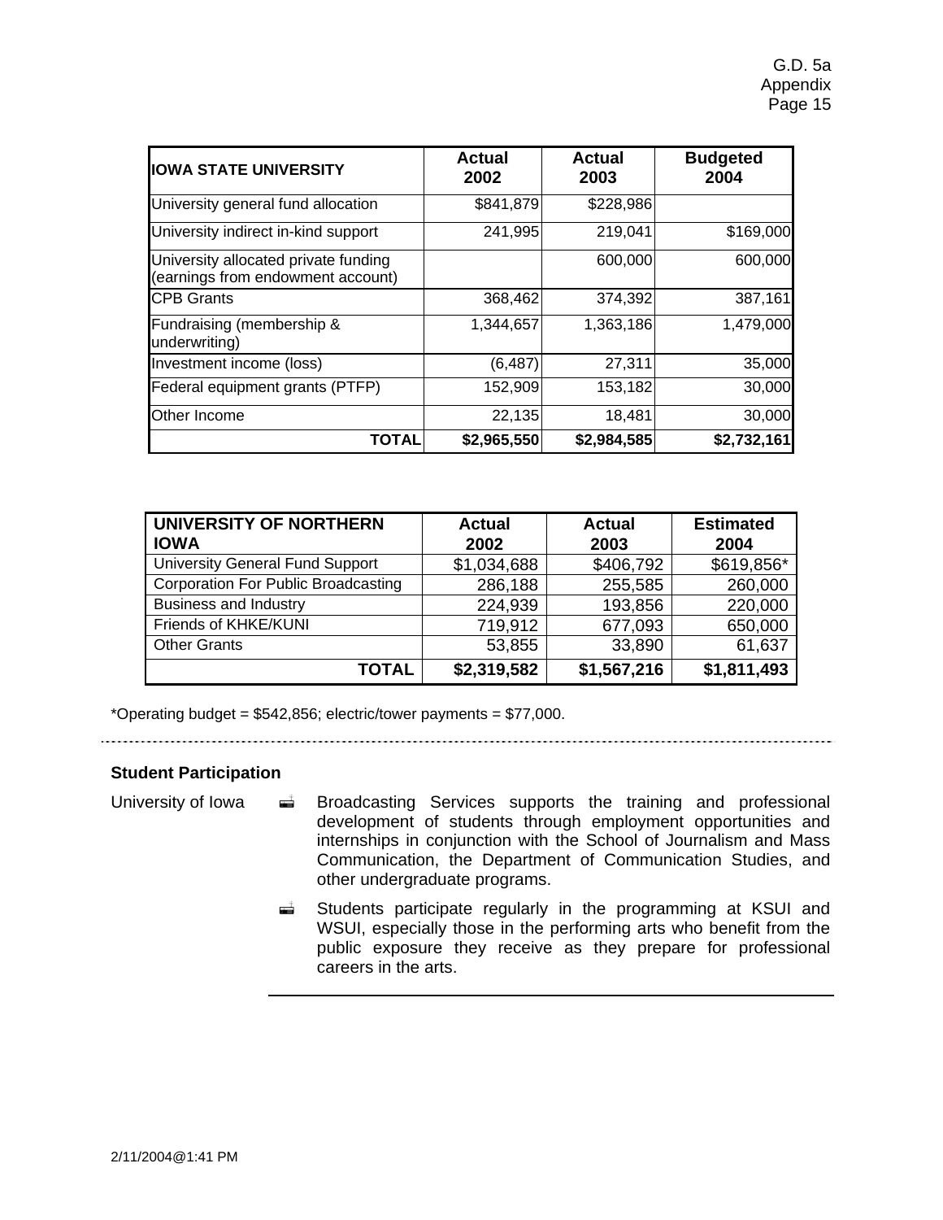| IOWA STATE UNIVERSITY | Actual 2002 | Actual 2003 | Budgeted 2004 |
|---|---|---|---|
| University general fund allocation | $841,879 | $228,986 | |
| University indirect in-kind support | 241,995 | 219,041 | $169,000 |
| University allocated private funding (earnings from endowment account) | | 600,000 | 600,000 |
| CPB Grants | 368,462 | 374,392 | 387,161 |
| Fundraising (membership & underwriting) | 1,344,657 | 1,363,186 | 1,479,000 |
| Investment income (loss) | (6,487) | 27,311 | 35,000 |
| Federal equipment grants (PTFP) | 152,909 | 153,182 | 30,000 |
| Other Income | 22,135 | 18,481 | 30,000 |
| **TOTAL** | **$2,965,550** | **$2,984,585** | **$2,732,161** |

| UNIVERSITY OF NORTHERN IOWA | Actual 2002 | Actual 2003 | Estimated 2004 |
|---|---|---|---|
| University General Fund Support | $1,034,688 | $406,792 | $619,856* |
| Corporation For Public Broadcasting | 286,188 | 255,585 | 260,000 |
| Business and Industry | 224,939 | 193,856 | 220,000 |
| Friends of KHKE/KUNI | 719,912 | 677,093 | 650,000 |
| Other Grants | 53,855 | 33,890 | 61,637 |
| **TOTAL** | **$2,319,582** | **$1,567,216** | **$1,811,493** |

*Operating budget = $542,856; electric/tower payments = $77,000.

### Student Participation

University of Iowa

- Broadcasting Services supports the training and professional development of students through employment opportunities and internships in conjunction with the School of Journalism and Mass Communication, the Department of Communication Studies, and other undergraduate programs.
- Students participate regularly in the programming at KSUI and WSUI, especially those in the performing arts who benefit from the public exposure they receive as they prepare for professional careers in the arts.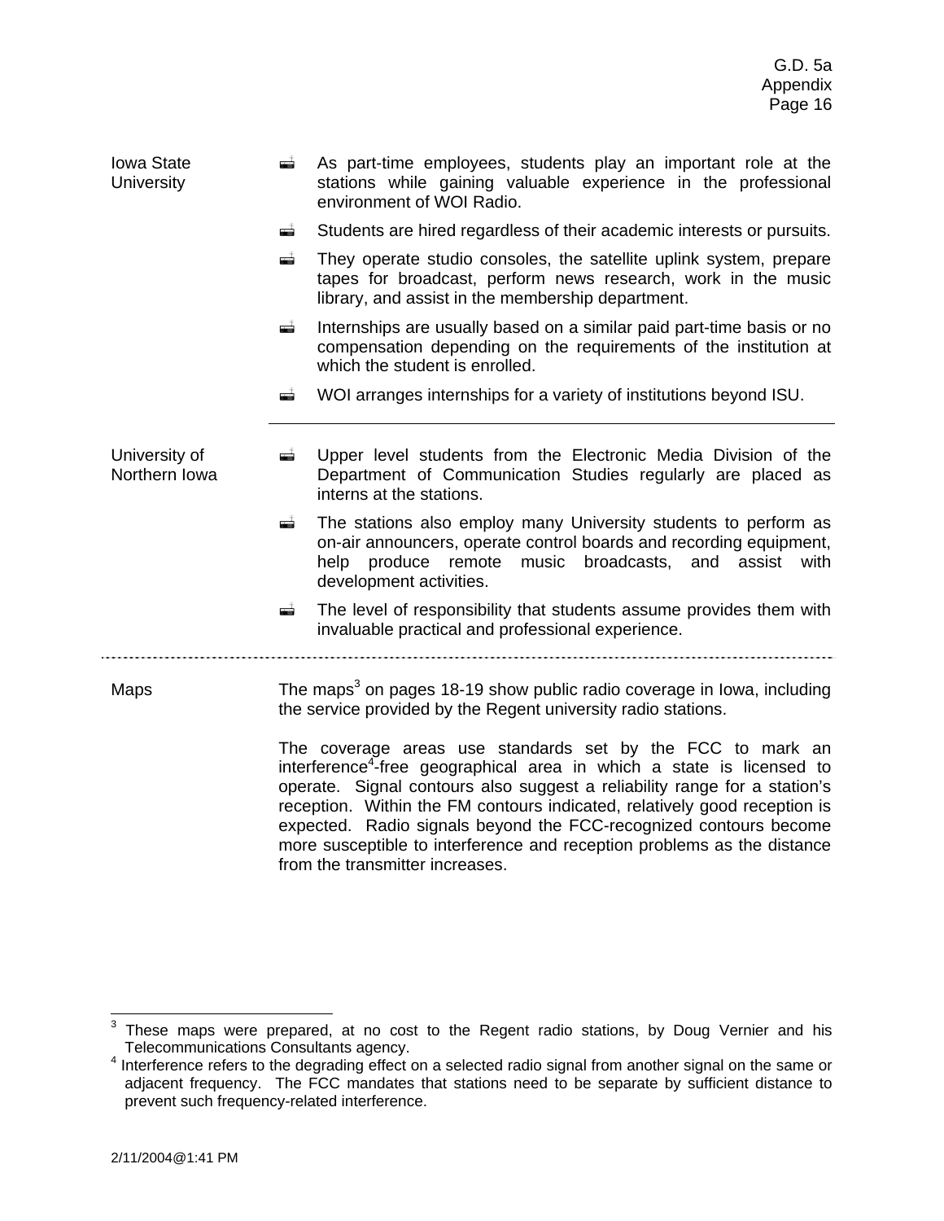**Iowa State University**

- As part-time employees, students play an important role at the stations while gaining valuable experience in the professional environment of WOI Radio.
- Students are hired regardless of their academic interests or pursuits.
- They operate studio consoles, the satellite uplink system, prepare tapes for broadcast, perform news research, work in the music library, and assist in the membership department.
- Internships are usually based on a similar paid part-time basis or no compensation depending on the requirements of the institution at which the student is enrolled.
- WOI arranges internships for a variety of institutions beyond ISU.

---

**University of Northern Iowa**

- Upper level students from the Electronic Media Division of the Department of Communication Studies regularly are placed as interns at the stations.
- The stations also employ many University students to perform as on-air announcers, operate control boards and recording equipment, help produce remote music broadcasts, and assist with development activities.
- The level of responsibility that students assume provides them with invaluable practical and professional experience.

---

**Maps**

The maps[3] on pages 18-19 show public radio coverage in Iowa, including the service provided by the Regent university radio stations.

The coverage areas use standards set by the FCC to mark an interference[4]-free geographical area in which a state is licensed to operate. Signal contours also suggest a reliability range for a station's reception. Within the FM contours indicated, relatively good reception is expected. Radio signals beyond the FCC-recognized contours become more susceptible to interference and reception problems as the distance from the transmitter increases.

---

[3] These maps were prepared, at no cost to the Regent radio stations, by Doug Vernier and his Telecommunications Consultants agency.

[4] Interference refers to the degrading effect on a selected radio signal from another signal on the same or adjacent frequency. The FCC mandates that stations need to be separate by sufficient distance to prevent such frequency-related interference.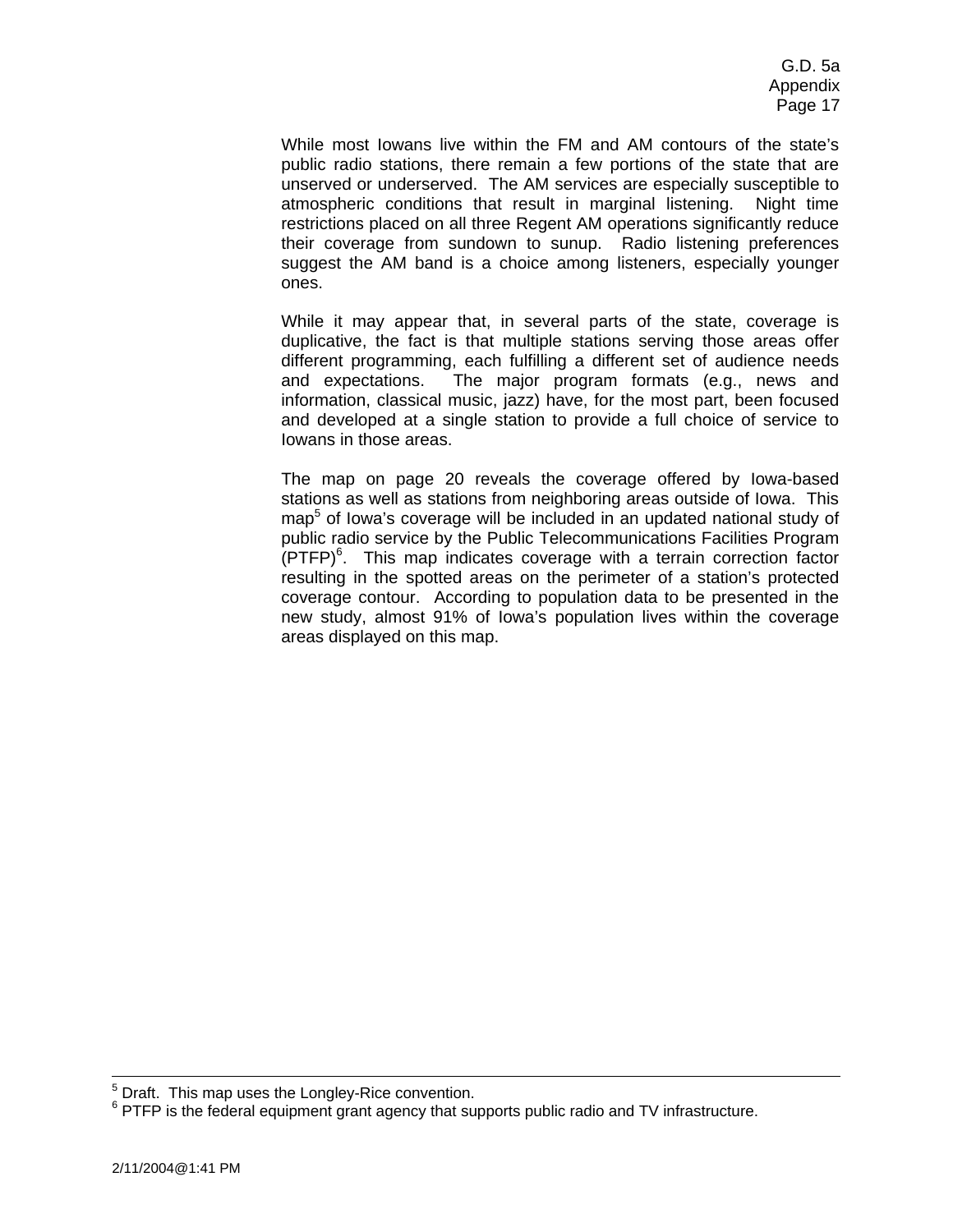While most Iowans live within the FM and AM contours of the state's public radio stations, there remain a few portions of the state that are unserved or underserved. The AM services are especially susceptible to atmospheric conditions that result in marginal listening. Night time restrictions placed on all three Regent AM operations significantly reduce their coverage from sundown to sunup. Radio listening preferences suggest the AM band is a choice among listeners, especially younger ones.

While it may appear that, in several parts of the state, coverage is duplicative, the fact is that multiple stations serving those areas offer different programming, each fulfilling a different set of audience needs and expectations. The major program formats (e.g., news and information, classical music, jazz) have, for the most part, been focused and developed at a single station to provide a full choice of service to Iowans in those areas.

The map on page 20 reveals the coverage offered by Iowa-based stations as well as stations from neighboring areas outside of Iowa. This map[5] of Iowa's coverage will be included in an updated national study of public radio service by the Public Telecommunications Facilities Program (PTFP)[6]. This map indicates coverage with a terrain correction factor resulting in the spotted areas on the perimeter of a station's protected coverage contour. According to population data to be presented in the new study, almost 91% of Iowa's population lives within the coverage areas displayed on this map.

---

[5] Draft. This map uses the Longley-Rice convention.

[6] PTFP is the federal equipment grant agency that supports public radio and TV infrastructure.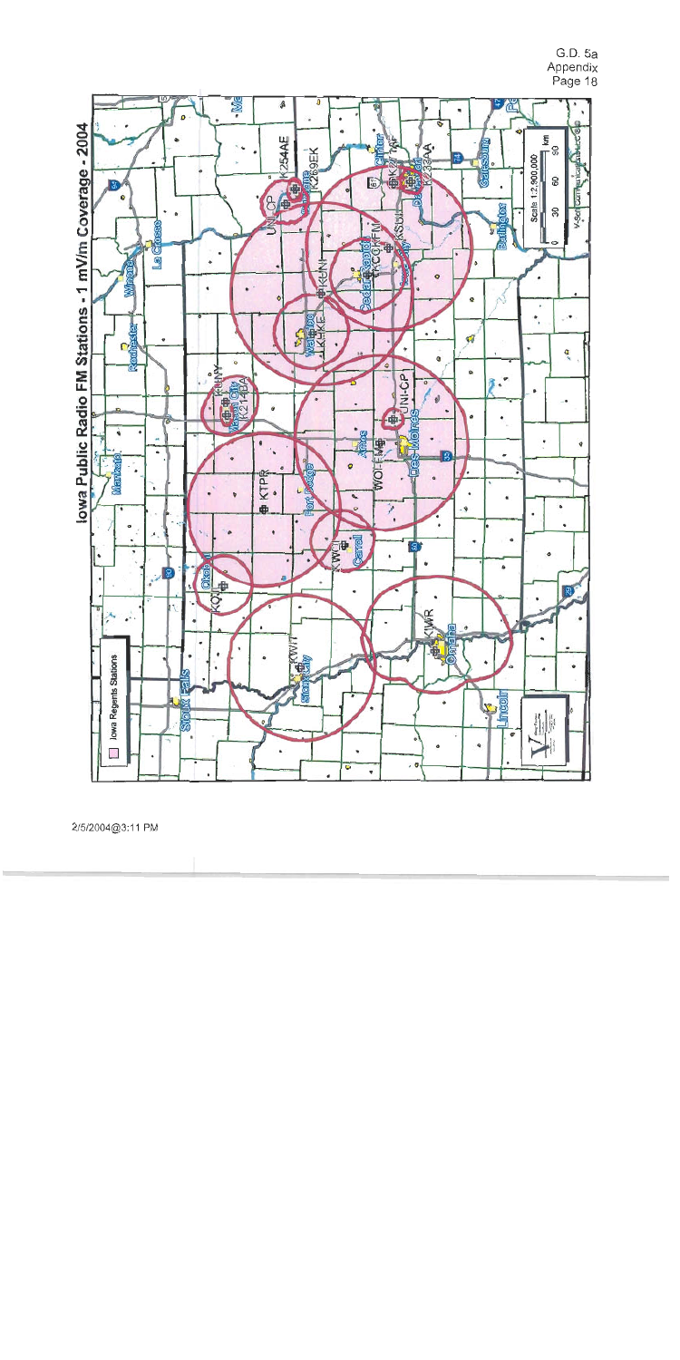G.D. 5a
Appendix

# Iowa Public Radio FM Stations - 1 mV/m Coverage - 2004

Iowa Regents Stations

Scale 1:2,900,000

0 30 60 90 km

KWIT, KIWR, KOJI, KTPR, KWOI, WOI-FM, UNI-CP, KUNY, K214DA, KHKE, KUNI, KCCK-FM, KSUI, UNI-CP, K254AE, K269EK, K233AA

2/5/2004@3:11 PM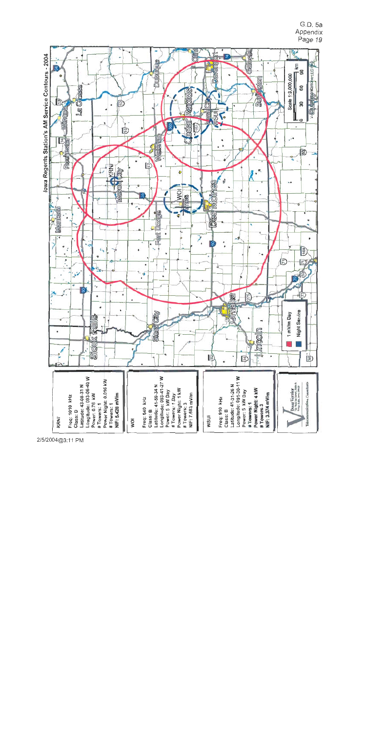# Iowa Regents Station's AM Service Contours - 2004

**KRNI**
Freq: 1010 kHz
Class: D
Latitude: 43-08-31 N
Longitude: 093-06-40 W
Power: 0.76 kW
# Towers: 1
Power Night: 0.016 kW
# Towers: 1
NIF: 5.428 mV/m

**WOI**
Freq: 640 kHz
Class: B
Latitude: 41-59-34 N
Longitude: 093-41-27 W
Power: 5 kW Day
# Towers: 1 Day
Power Night: 1 kW
# Towers: 3
NIF: 7.683 mV/m

**WSUI**
Freq: 910 kHz
Class: B
Latitude: 41-31-26 N
Longitude: 091-30-11 W
Power: 5 kW Day
# Towers: 1
Power Night: 4 kW
# Towers 3
NIF: 3.374 mV/m

Doug Vernier Telecommunications Consultants

Legend: 1 mV/m Day; Night Service

Scale 1:3,000,000

2/5/2004@3:11 PM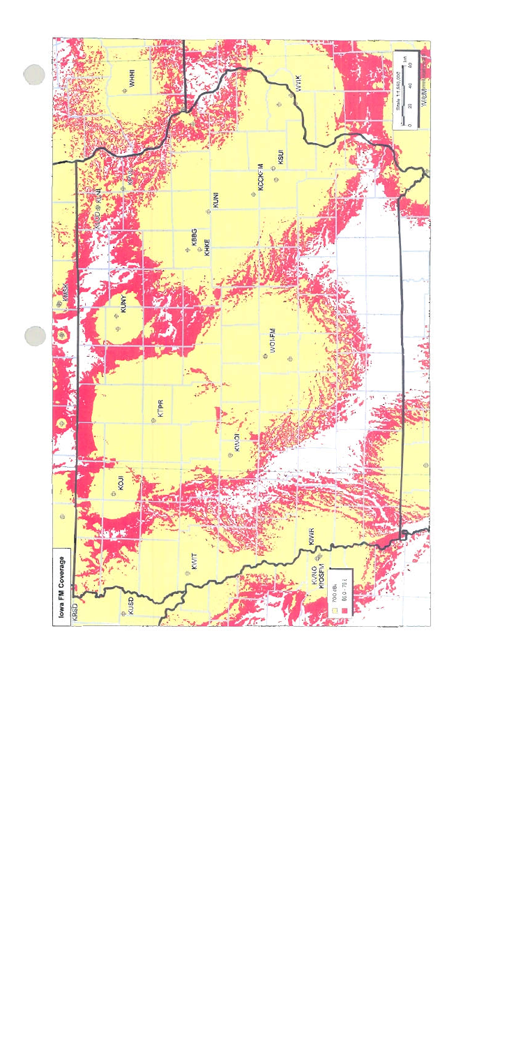Iowa FM Coverage

KRSD

KUSD

KWIT

KOJI

KTPR

KWOI

KUNY

WOI-FM

KBBG

KHKE

KUNI

KCCK-FM

KSUI

WVIK

WHHI

KWSK

KUDD

KLNI

KWIT

KVNO

KIOS-FM

KIWR

70.0 dBu

60.0 - 70.0

Scale 1:1,680,000

0 20 40 60 km